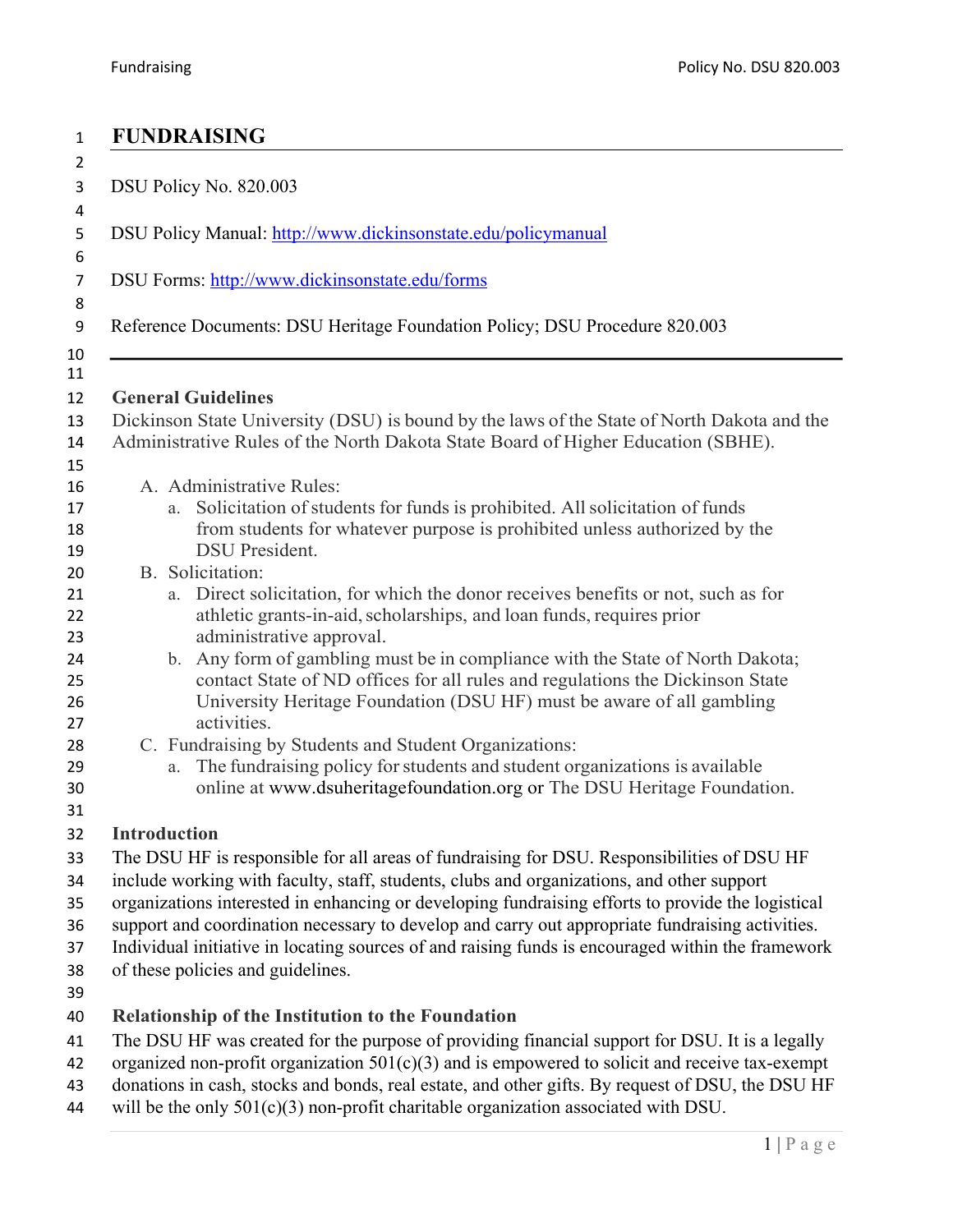# FUNDRAISING

DSU Policy No. 820.003

DSU Policy Manual: http://www.dickinsonstate.edu/policymanual

DSU Forms: http://www.dickinsonstate.edu/forms

Reference Documents: DSU Heritage Foundation Policy; DSU Procedure 820.003

---

## General Guidelines

Dickinson State University (DSU) is bound by the laws of the State of North Dakota and the Administrative Rules of the North Dakota State Board of Higher Education (SBHE).

A. Administrative Rules:
   a. Solicitation of students for funds is prohibited. All solicitation of funds from students for whatever purpose is prohibited unless authorized by the DSU President.

B. Solicitation:
   a. Direct solicitation, for which the donor receives benefits or not, such as for athletic grants-in-aid, scholarships, and loan funds, requires prior administrative approval.
   b. Any form of gambling must be in compliance with the State of North Dakota; contact State of ND offices for all rules and regulations the Dickinson State University Heritage Foundation (DSU HF) must be aware of all gambling activities.

C. Fundraising by Students and Student Organizations:
   a. The fundraising policy for students and student organizations is available online at www.dsuheritagefoundation.org or The DSU Heritage Foundation.

## Introduction

The DSU HF is responsible for all areas of fundraising for DSU. Responsibilities of DSU HF include working with faculty, staff, students, clubs and organizations, and other support organizations interested in enhancing or developing fundraising efforts to provide the logistical support and coordination necessary to develop and carry out appropriate fundraising activities. Individual initiative in locating sources of and raising funds is encouraged within the framework of these policies and guidelines.

## Relationship of the Institution to the Foundation

The DSU HF was created for the purpose of providing financial support for DSU. It is a legally organized non-profit organization 501(c)(3) and is empowered to solicit and receive tax-exempt donations in cash, stocks and bonds, real estate, and other gifts. By request of DSU, the DSU HF will be the only 501(c)(3) non-profit charitable organization associated with DSU.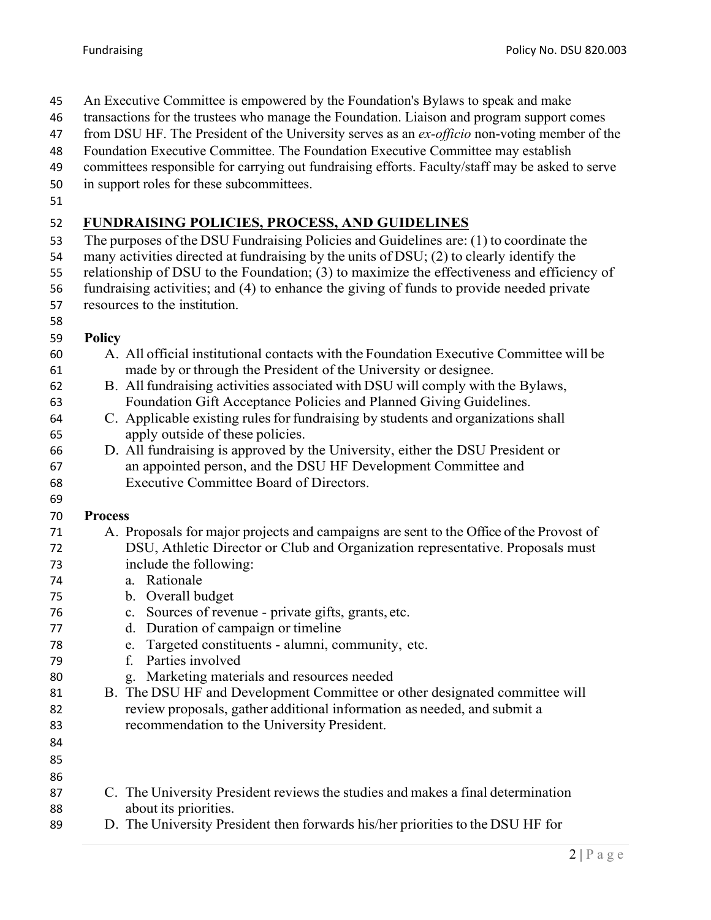An Executive Committee is empowered by the Foundation's Bylaws to speak and make transactions for the trustees who manage the Foundation. Liaison and program support comes from DSU HF. The President of the University serves as an *ex-officio* non-voting member of the Foundation Executive Committee. The Foundation Executive Committee may establish committees responsible for carrying out fundraising efforts. Faculty/staff may be asked to serve in support roles for these subcommittees.

## FUNDRAISING POLICIES, PROCESS, AND GUIDELINES

The purposes of the DSU Fundraising Policies and Guidelines are: (1) to coordinate the many activities directed at fundraising by the units of DSU; (2) to clearly identify the relationship of DSU to the Foundation; (3) to maximize the effectiveness and efficiency of fundraising activities; and (4) to enhance the giving of funds to provide needed private resources to the institution.

**Policy**

A. All official institutional contacts with the Foundation Executive Committee will be made by or through the President of the University or designee.
B. All fundraising activities associated with DSU will comply with the Bylaws, Foundation Gift Acceptance Policies and Planned Giving Guidelines.
C. Applicable existing rules for fundraising by students and organizations shall apply outside of these policies.
D. All fundraising is approved by the University, either the DSU President or an appointed person, and the DSU HF Development Committee and Executive Committee Board of Directors.

**Process**

A. Proposals for major projects and campaigns are sent to the Office of the Provost of DSU, Athletic Director or Club and Organization representative. Proposals must include the following:
   a. Rationale
   b. Overall budget
   c. Sources of revenue - private gifts, grants, etc.
   d. Duration of campaign or timeline
   e. Targeted constituents - alumni, community, etc.
   f. Parties involved
   g. Marketing materials and resources needed
B. The DSU HF and Development Committee or other designated committee will review proposals, gather additional information as needed, and submit a recommendation to the University President.
C. The University President reviews the studies and makes a final determination about its priorities.
D. The University President then forwards his/her priorities to the DSU HF for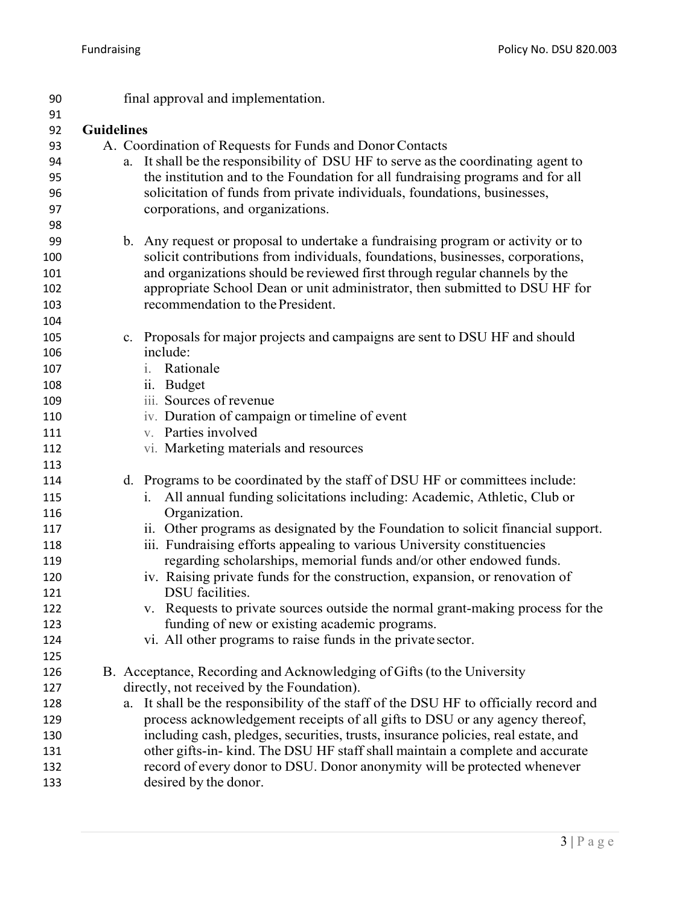final approval and implementation.

**Guidelines**

A. Coordination of Requests for Funds and Donor Contacts

a. It shall be the responsibility of DSU HF to serve as the coordinating agent to the institution and to the Foundation for all fundraising programs and for all solicitation of funds from private individuals, foundations, businesses, corporations, and organizations.

b. Any request or proposal to undertake a fundraising program or activity or to solicit contributions from individuals, foundations, businesses, corporations, and organizations should be reviewed first through regular channels by the appropriate School Dean or unit administrator, then submitted to DSU HF for recommendation to the President.

c. Proposals for major projects and campaigns are sent to DSU HF and should include:

i. Rationale
ii. Budget
iii. Sources of revenue
iv. Duration of campaign or timeline of event
v. Parties involved
vi. Marketing materials and resources

d. Programs to be coordinated by the staff of DSU HF or committees include:

i. All annual funding solicitations including: Academic, Athletic, Club or Organization.
ii. Other programs as designated by the Foundation to solicit financial support.
iii. Fundraising efforts appealing to various University constituencies regarding scholarships, memorial funds and/or other endowed funds.
iv. Raising private funds for the construction, expansion, or renovation of DSU facilities.
v. Requests to private sources outside the normal grant-making process for the funding of new or existing academic programs.
vi. All other programs to raise funds in the private sector.

B. Acceptance, Recording and Acknowledging of Gifts (to the University directly, not received by the Foundation).

a. It shall be the responsibility of the staff of the DSU HF to officially record and process acknowledgement receipts of all gifts to DSU or any agency thereof, including cash, pledges, securities, trusts, insurance policies, real estate, and other gifts-in- kind. The DSU HF staff shall maintain a complete and accurate record of every donor to DSU. Donor anonymity will be protected whenever desired by the donor.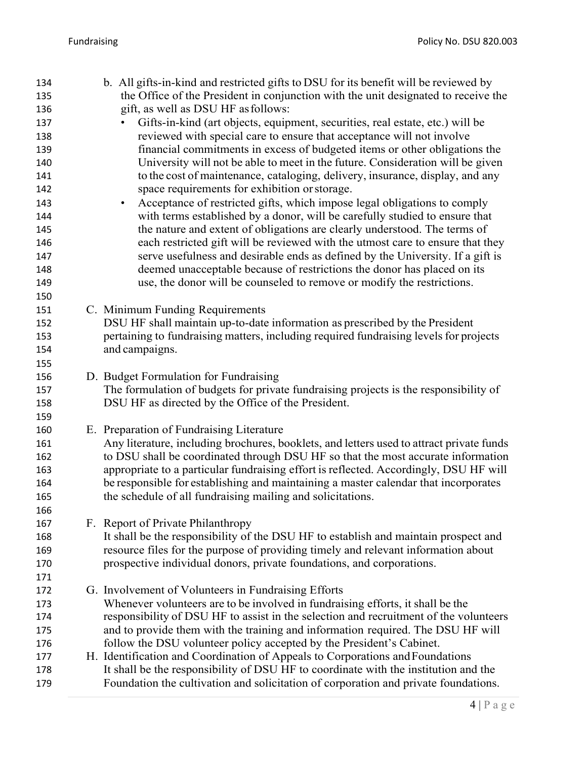b. All gifts-in-kind and restricted gifts to DSU for its benefit will be reviewed by the Office of the President in conjunction with the unit designated to receive the gift, as well as DSU HF as follows:

- Gifts-in-kind (art objects, equipment, securities, real estate, etc.) will be reviewed with special care to ensure that acceptance will not involve financial commitments in excess of budgeted items or other obligations the University will not be able to meet in the future. Consideration will be given to the cost of maintenance, cataloging, delivery, insurance, display, and any space requirements for exhibition or storage.
- Acceptance of restricted gifts, which impose legal obligations to comply with terms established by a donor, will be carefully studied to ensure that the nature and extent of obligations are clearly understood. The terms of each restricted gift will be reviewed with the utmost care to ensure that they serve usefulness and desirable ends as defined by the University. If a gift is deemed unacceptable because of restrictions the donor has placed on its use, the donor will be counseled to remove or modify the restrictions.

C. Minimum Funding Requirements
DSU HF shall maintain up-to-date information as prescribed by the President pertaining to fundraising matters, including required fundraising levels for projects and campaigns.

D. Budget Formulation for Fundraising
The formulation of budgets for private fundraising projects is the responsibility of DSU HF as directed by the Office of the President.

E. Preparation of Fundraising Literature
Any literature, including brochures, booklets, and letters used to attract private funds to DSU shall be coordinated through DSU HF so that the most accurate information appropriate to a particular fundraising effort is reflected. Accordingly, DSU HF will be responsible for establishing and maintaining a master calendar that incorporates the schedule of all fundraising mailing and solicitations.

F. Report of Private Philanthropy
It shall be the responsibility of the DSU HF to establish and maintain prospect and resource files for the purpose of providing timely and relevant information about prospective individual donors, private foundations, and corporations.

G. Involvement of Volunteers in Fundraising Efforts
Whenever volunteers are to be involved in fundraising efforts, it shall be the responsibility of DSU HF to assist in the selection and recruitment of the volunteers and to provide them with the training and information required. The DSU HF will follow the DSU volunteer policy accepted by the President's Cabinet.

H. Identification and Coordination of Appeals to Corporations and Foundations
It shall be the responsibility of DSU HF to coordinate with the institution and the Foundation the cultivation and solicitation of corporation and private foundations.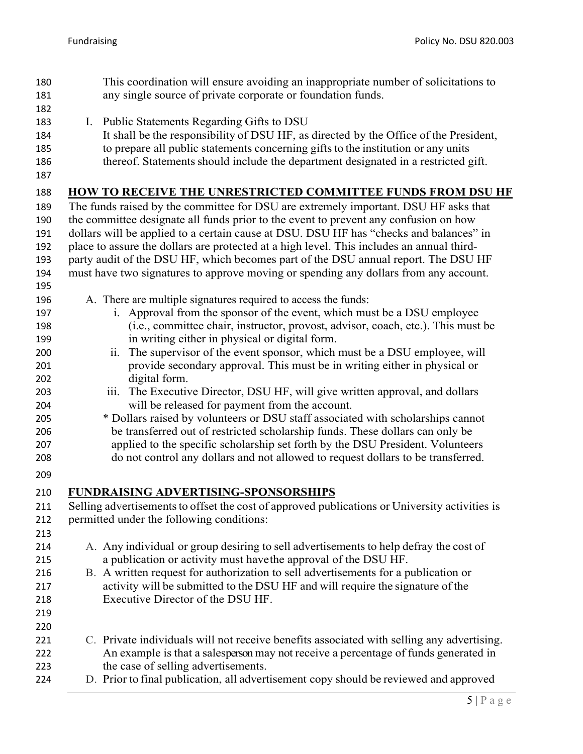This coordination will ensure avoiding an inappropriate number of solicitations to any single source of private corporate or foundation funds.

I. Public Statements Regarding Gifts to DSU
It shall be the responsibility of DSU HF, as directed by the Office of the President, to prepare all public statements concerning gifts to the institution or any units thereof. Statements should include the department designated in a restricted gift.

## HOW TO RECEIVE THE UNRESTRICTED COMMITTEE FUNDS FROM DSU HF

The funds raised by the committee for DSU are extremely important. DSU HF asks that the committee designate all funds prior to the event to prevent any confusion on how dollars will be applied to a certain cause at DSU. DSU HF has "checks and balances" in place to assure the dollars are protected at a high level. This includes an annual third-party audit of the DSU HF, which becomes part of the DSU annual report. The DSU HF must have two signatures to approve moving or spending any dollars from any account.

A. There are multiple signatures required to access the funds:
   i. Approval from the sponsor of the event, which must be a DSU employee (i.e., committee chair, instructor, provost, advisor, coach, etc.). This must be in writing either in physical or digital form.
   ii. The supervisor of the event sponsor, which must be a DSU employee, will provide secondary approval. This must be in writing either in physical or digital form.
   iii. The Executive Director, DSU HF, will give written approval, and dollars will be released for payment from the account.

   * Dollars raised by volunteers or DSU staff associated with scholarships cannot be transferred out of restricted scholarship funds. These dollars can only be applied to the specific scholarship set forth by the DSU President. Volunteers do not control any dollars and not allowed to request dollars to be transferred.

## FUNDRAISING ADVERTISING-SPONSORSHIPS

Selling advertisements to offset the cost of approved publications or University activities is permitted under the following conditions:

A. Any individual or group desiring to sell advertisements to help defray the cost of a publication or activity must have the approval of the DSU HF.
B. A written request for authorization to sell advertisements for a publication or activity will be submitted to the DSU HF and will require the signature of the Executive Director of the DSU HF.
C. Private individuals will not receive benefits associated with selling any advertising. An example is that a salesperson may not receive a percentage of funds generated in the case of selling advertisements.
D. Prior to final publication, all advertisement copy should be reviewed and approved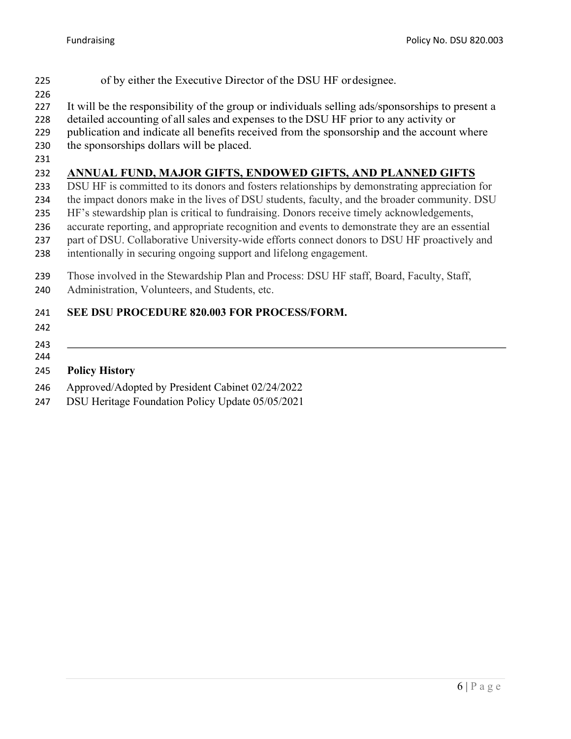of by either the Executive Director of the DSU HF or designee.

It will be the responsibility of the group or individuals selling ads/sponsorships to present a detailed accounting of all sales and expenses to the DSU HF prior to any activity or publication and indicate all benefits received from the sponsorship and the account where the sponsorships dollars will be placed.

## ANNUAL FUND, MAJOR GIFTS, ENDOWED GIFTS, AND PLANNED GIFTS

DSU HF is committed to its donors and fosters relationships by demonstrating appreciation for the impact donors make in the lives of DSU students, faculty, and the broader community. DSU HF's stewardship plan is critical to fundraising. Donors receive timely acknowledgements, accurate reporting, and appropriate recognition and events to demonstrate they are an essential part of DSU. Collaborative University-wide efforts connect donors to DSU HF proactively and intentionally in securing ongoing support and lifelong engagement.

Those involved in the Stewardship Plan and Process: DSU HF staff, Board, Faculty, Staff, Administration, Volunteers, and Students, etc.

**SEE DSU PROCEDURE 820.003 FOR PROCESS/FORM.**

---

**Policy History**

Approved/Adopted by President Cabinet 02/24/2022

DSU Heritage Foundation Policy Update 05/05/2021